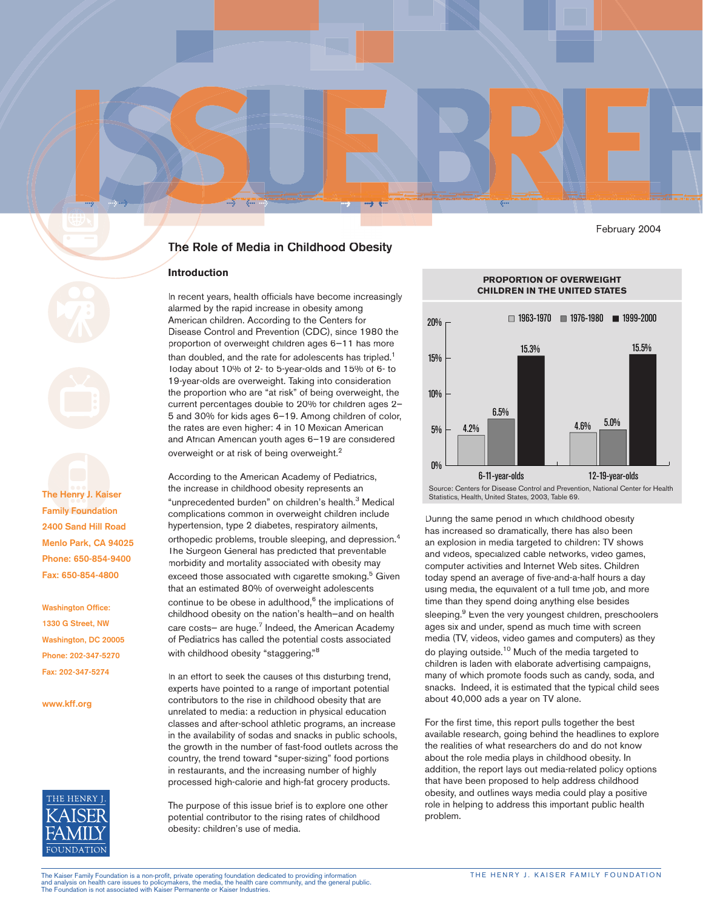# ISSUE BRIEF

February 2004

## The Role of Media in Childhood Obesity

### Introduction

In recent years, health officials have become increasingly alarmed by the rapid increase in obesity among American children. According to the Centers for Disease Control and Prevention (CDC), since 1980 the proportion of overweight children ages 6–11 has more than doubled, and the rate for adolescents has tripled.[1] Today about 10% of 2- to 5-year-olds and 15% of 6- to 19-year-olds are overweight. Taking into consideration the proportion who are "at risk" of being overweight, the current percentages double to 20% for children ages 2–5 and 30% for kids ages 6–19. Among children of color, the rates are even higher: 4 in 10 Mexican American and African American youth ages 6–19 are considered overweight or at risk of being overweight.[2]

According to the American Academy of Pediatrics, the increase in childhood obesity represents an "unprecedented burden" on children's health.[3] Medical complications common in overweight children include hypertension, type 2 diabetes, respiratory ailments, orthopedic problems, trouble sleeping, and depression.[4] The Surgeon General has predicted that preventable morbidity and mortality associated with obesity may exceed those associated with cigarette smoking.[5] Given that an estimated 80% of overweight adolescents continue to be obese in adulthood,[6] the implications of childhood obesity on the nation's health–and on health care costs– are huge.[7] Indeed, the American Academy of Pediatrics has called the potential costs associated with childhood obesity "staggering."[8]

In an effort to seek the causes of this disturbing trend, experts have pointed to a range of important potential contributors to the rise in childhood obesity that are unrelated to media: a reduction in physical education classes and after-school athletic programs, an increase in the availability of sodas and snacks in public schools, the growth in the number of fast-food outlets across the country, the trend toward "super-sizing" food portions in restaurants, and the increasing number of highly processed high-calorie and high-fat grocery products.

The purpose of this issue brief is to explore one other potential contributor to the rising rates of childhood obesity: children's use of media.

**PROPORTION OF OVERWEIGHT CHILDREN IN THE UNITED STATES**

| | 1963-1970 | 1976-1980 | 1999-2000 |
|---|---|---|---|
| 6-11-year-olds | 4.2% | 6.5% | 15.3% |
| 12-19-year-olds | 4.6% | 5.0% | 15.5% |

Source: Centers for Disease Control and Prevention, National Center for Health Statistics, Health, United States, 2003, Table 69.

During the same period in which childhood obesity has increased so dramatically, there has also been an explosion in media targeted to children: TV shows and videos, specialized cable networks, video games, computer activities and Internet Web sites. Children today spend an average of five-and-a-half hours a day using media, the equivalent of a full time job, and more time than they spend doing anything else besides sleeping.[9] Even the very youngest children, preschoolers ages six and under, spend as much time with screen media (TV, videos, video games and computers) as they do playing outside.[10] Much of the media targeted to children is laden with elaborate advertising campaigns, many of which promote foods such as candy, soda, and snacks. Indeed, it is estimated that the typical child sees about 40,000 ads a year on TV alone.

For the first time, this report pulls together the best available research, going behind the headlines to explore the realities of what researchers do and do not know about the role media plays in childhood obesity. In addition, the report lays out media-related policy options that have been proposed to help address childhood obesity, and outlines ways media could play a positive role in helping to address this important public health problem.

The Henry J. Kaiser Family Foundation
2400 Sand Hill Road
Menlo Park, CA 94025
Phone: 650-854-9400
Fax: 650-854-4800

Washington Office:
1330 G Street, NW
Washington, DC 20005
Phone: 202-347-5270
Fax: 202-347-5274

www.kff.org

The Kaiser Family Foundation is a non-profit, private operating foundation dedicated to providing information and analysis on health care issues to policymakers, the media, the health care community, and the general public. The Foundation is not associated with Kaiser Permanente or Kaiser Industries.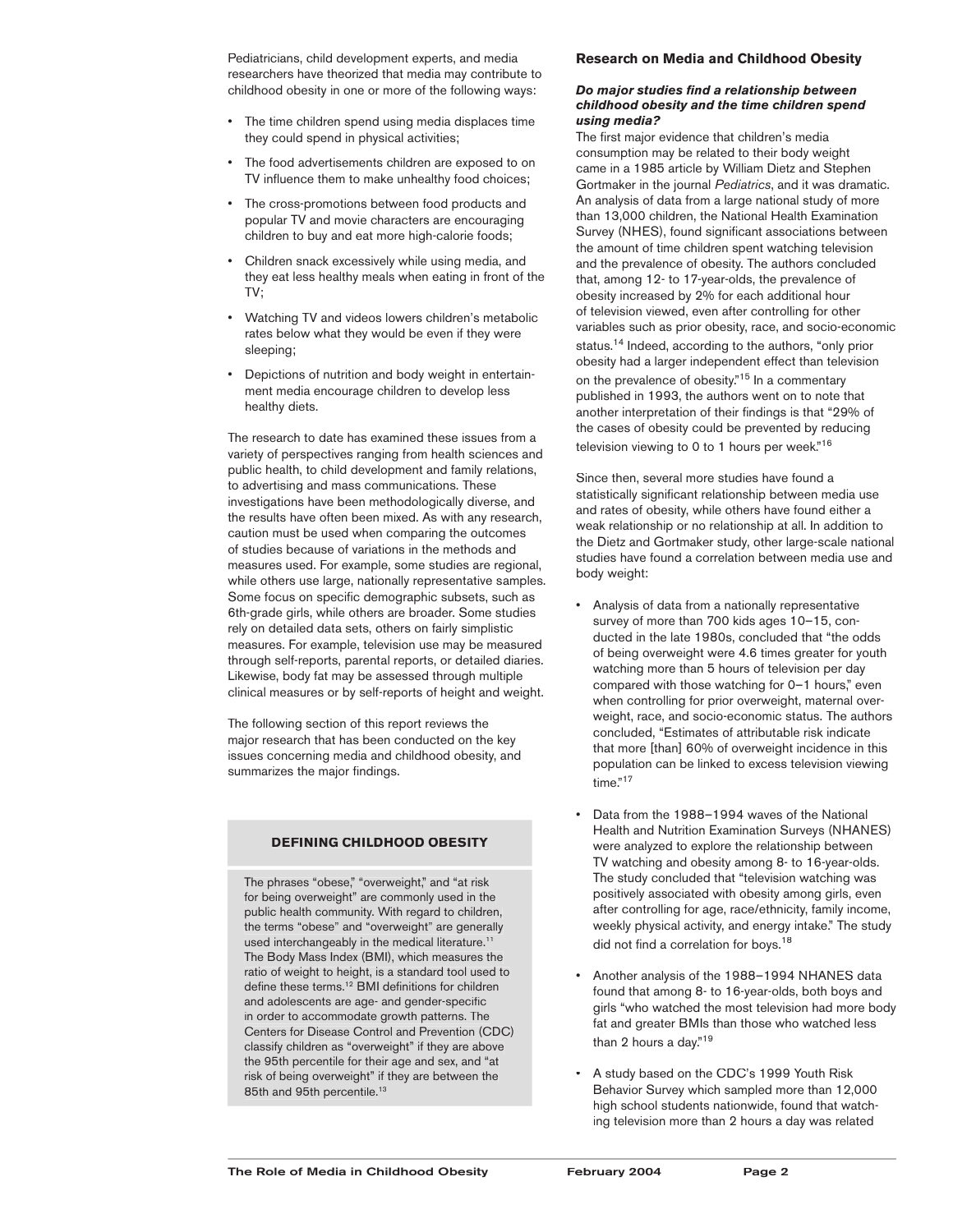Pediatricians, child development experts, and media researchers have theorized that media may contribute to childhood obesity in one or more of the following ways:

- The time children spend using media displaces time they could spend in physical activities;
- The food advertisements children are exposed to on TV influence them to make unhealthy food choices;
- The cross-promotions between food products and popular TV and movie characters are encouraging children to buy and eat more high-calorie foods;
- Children snack excessively while using media, and they eat less healthy meals when eating in front of the TV;
- Watching TV and videos lowers children's metabolic rates below what they would be even if they were sleeping;
- Depictions of nutrition and body weight in entertainment media encourage children to develop less healthy diets.

The research to date has examined these issues from a variety of perspectives ranging from health sciences and public health, to child development and family relations, to advertising and mass communications. These investigations have been methodologically diverse, and the results have often been mixed. As with any research, caution must be used when comparing the outcomes of studies because of variations in the methods and measures used. For example, some studies are regional, while others use large, nationally representative samples. Some focus on specific demographic subsets, such as 6th-grade girls, while others are broader. Some studies rely on detailed data sets, others on fairly simplistic measures. For example, television use may be measured through self-reports, parental reports, or detailed diaries. Likewise, body fat may be assessed through multiple clinical measures or by self-reports of height and weight.

The following section of this report reviews the major research that has been conducted on the key issues concerning media and childhood obesity, and summarizes the major findings.

**DEFINING CHILDHOOD OBESITY**

The phrases "obese," "overweight," and "at risk for being overweight" are commonly used in the public health community. With regard to children, the terms "obese" and "overweight" are generally used interchangeably in the medical literature.[11] The Body Mass Index (BMI), which measures the ratio of weight to height, is a standard tool used to define these terms.[12] BMI definitions for children and adolescents are age- and gender-specific in order to accommodate growth patterns. The Centers for Disease Control and Prevention (CDC) classify children as "overweight" if they are above the 95th percentile for their age and sex, and "at risk of being overweight" if they are between the 85th and 95th percentile.[13]

## Research on Media and Childhood Obesity

***Do major studies find a relationship between childhood obesity and the time children spend using media?***

The first major evidence that children's media consumption may be related to their body weight came in a 1985 article by William Dietz and Stephen Gortmaker in the journal *Pediatrics*, and it was dramatic. An analysis of data from a large national study of more than 13,000 children, the National Health Examination Survey (NHES), found significant associations between the amount of time children spent watching television and the prevalence of obesity. The authors concluded that, among 12- to 17-year-olds, the prevalence of obesity increased by 2% for each additional hour of television viewed, even after controlling for other variables such as prior obesity, race, and socio-economic status.[14] Indeed, according to the authors, "only prior obesity had a larger independent effect than television on the prevalence of obesity."[15] In a commentary published in 1993, the authors went on to note that another interpretation of their findings is that "29% of the cases of obesity could be prevented by reducing television viewing to 0 to 1 hours per week."[16]

Since then, several more studies have found a statistically significant relationship between media use and rates of obesity, while others have found either a weak relationship or no relationship at all. In addition to the Dietz and Gortmaker study, other large-scale national studies have found a correlation between media use and body weight:

- Analysis of data from a nationally representative survey of more than 700 kids ages 10–15, conducted in the late 1980s, concluded that "the odds of being overweight were 4.6 times greater for youth watching more than 5 hours of television per day compared with those watching for 0–1 hours," even when controlling for prior overweight, maternal overweight, race, and socio-economic status. The authors concluded, "Estimates of attributable risk indicate that more [than] 60% of overweight incidence in this population can be linked to excess television viewing time."[17]
- Data from the 1988–1994 waves of the National Health and Nutrition Examination Surveys (NHANES) were analyzed to explore the relationship between TV watching and obesity among 8- to 16-year-olds. The study concluded that "television watching was positively associated with obesity among girls, even after controlling for age, race/ethnicity, family income, weekly physical activity, and energy intake." The study did not find a correlation for boys.[18]
- Another analysis of the 1988–1994 NHANES data found that among 8- to 16-year-olds, both boys and girls "who watched the most television had more body fat and greater BMIs than those who watched less than 2 hours a day."[19]
- A study based on the CDC's 1999 Youth Risk Behavior Survey which sampled more than 12,000 high school students nationwide, found that watching television more than 2 hours a day was related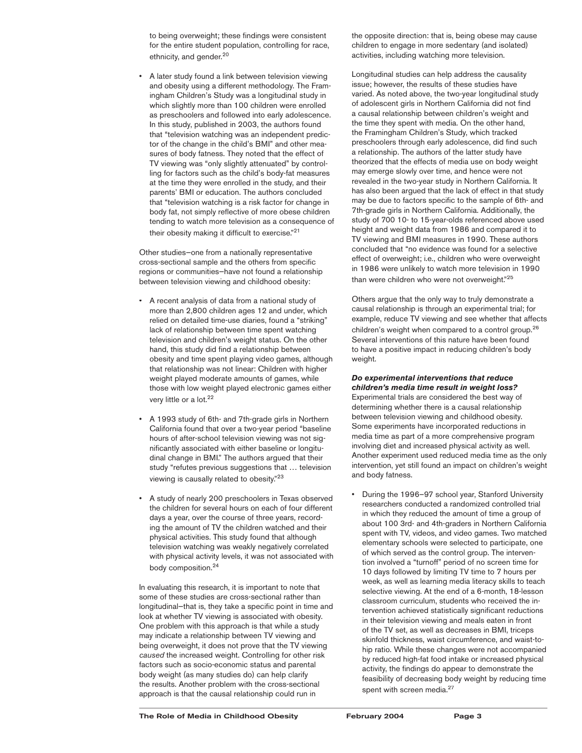to being overweight; these findings were consistent for the entire student population, controlling for race, ethnicity, and gender.[20]

- A later study found a link between television viewing and obesity using a different methodology. The Framingham Children's Study was a longitudinal study in which slightly more than 100 children were enrolled as preschoolers and followed into early adolescence. In this study, published in 2003, the authors found that "television watching was an independent predictor of the change in the child's BMI" and other measures of body fatness. They noted that the effect of TV viewing was "only slightly attenuated" by controlling for factors such as the child's body-fat measures at the time they were enrolled in the study, and their parents' BMI or education. The authors concluded that "television watching is a risk factor for change in body fat, not simply reflective of more obese children tending to watch more television as a consequence of their obesity making it difficult to exercise."[21]

Other studies—one from a nationally representative cross-sectional sample and the others from specific regions or communities—have not found a relationship between television viewing and childhood obesity:

- A recent analysis of data from a national study of more than 2,800 children ages 12 and under, which relied on detailed time-use diaries, found a "striking" lack of relationship between time spent watching television and children's weight status. On the other hand, this study did find a relationship between obesity and time spent playing video games, although that relationship was not linear: Children with higher weight played moderate amounts of games, while those with low weight played electronic games either very little or a lot.[22]

- A 1993 study of 6th- and 7th-grade girls in Northern California found that over a two-year period "baseline hours of after-school television viewing was not significantly associated with either baseline or longitudinal change in BMI." The authors argued that their study "refutes previous suggestions that … television viewing is causally related to obesity."[23]

- A study of nearly 200 preschoolers in Texas observed the children for several hours on each of four different days a year, over the course of three years, recording the amount of TV the children watched and their physical activities. This study found that although television watching was weakly negatively correlated with physical activity levels, it was not associated with body composition.[24]

In evaluating this research, it is important to note that some of these studies are cross-sectional rather than longitudinal—that is, they take a specific point in time and look at whether TV viewing is associated with obesity. One problem with this approach is that while a study may indicate a relationship between TV viewing and being overweight, it does not prove that the TV viewing *caused* the increased weight. Controlling for other risk factors such as socio-economic status and parental body weight (as many studies do) can help clarify the results. Another problem with the cross-sectional approach is that the causal relationship could run in the opposite direction: that is, being obese may cause children to engage in more sedentary (and isolated) activities, including watching more television.

Longitudinal studies can help address the causality issue; however, the results of these studies have varied. As noted above, the two-year longitudinal study of adolescent girls in Northern California did not find a causal relationship between children's weight and the time they spent with media. On the other hand, the Framingham Children's Study, which tracked preschoolers through early adolescence, did find such a relationship. The authors of the latter study have theorized that the effects of media use on body weight may emerge slowly over time, and hence were not revealed in the two-year study in Northern California. It has also been argued that the lack of effect in that study may be due to factors specific to the sample of 6th- and 7th-grade girls in Northern California. Additionally, the study of 700 10- to 15-year-olds referenced above used height and weight data from 1986 and compared it to TV viewing and BMI measures in 1990. These authors concluded that "no evidence was found for a selective effect of overweight; i.e., children who were overweight in 1986 were unlikely to watch more television in 1990 than were children who were not overweight."[25]

Others argue that the only way to truly demonstrate a causal relationship is through an experimental trial; for example, reduce TV viewing and see whether that affects children's weight when compared to a control group.[26] Several interventions of this nature have been found to have a positive impact in reducing children's body weight.

***Do experimental interventions that reduce children's media time result in weight loss?***

Experimental trials are considered the best way of determining whether there is a causal relationship between television viewing and childhood obesity. Some experiments have incorporated reductions in media time as part of a more comprehensive program involving diet and increased physical activity as well. Another experiment used reduced media time as the only intervention, yet still found an impact on children's weight and body fatness.

- During the 1996–97 school year, Stanford University researchers conducted a randomized controlled trial in which they reduced the amount of time a group of about 100 3rd- and 4th-graders in Northern California spent with TV, videos, and video games. Two matched elementary schools were selected to participate, one of which served as the control group. The intervention involved a "turnoff" period of no screen time for 10 days followed by limiting TV time to 7 hours per week, as well as learning media literacy skills to teach selective viewing. At the end of a 6-month, 18-lesson classroom curriculum, students who received the intervention achieved statistically significant reductions in their television viewing and meals eaten in front of the TV set, as well as decreases in BMI, triceps skinfold thickness, waist circumference, and waist-to-hip ratio. While these changes were not accompanied by reduced high-fat food intake or increased physical activity, the findings do appear to demonstrate the feasibility of decreasing body weight by reducing time spent with screen media.[27]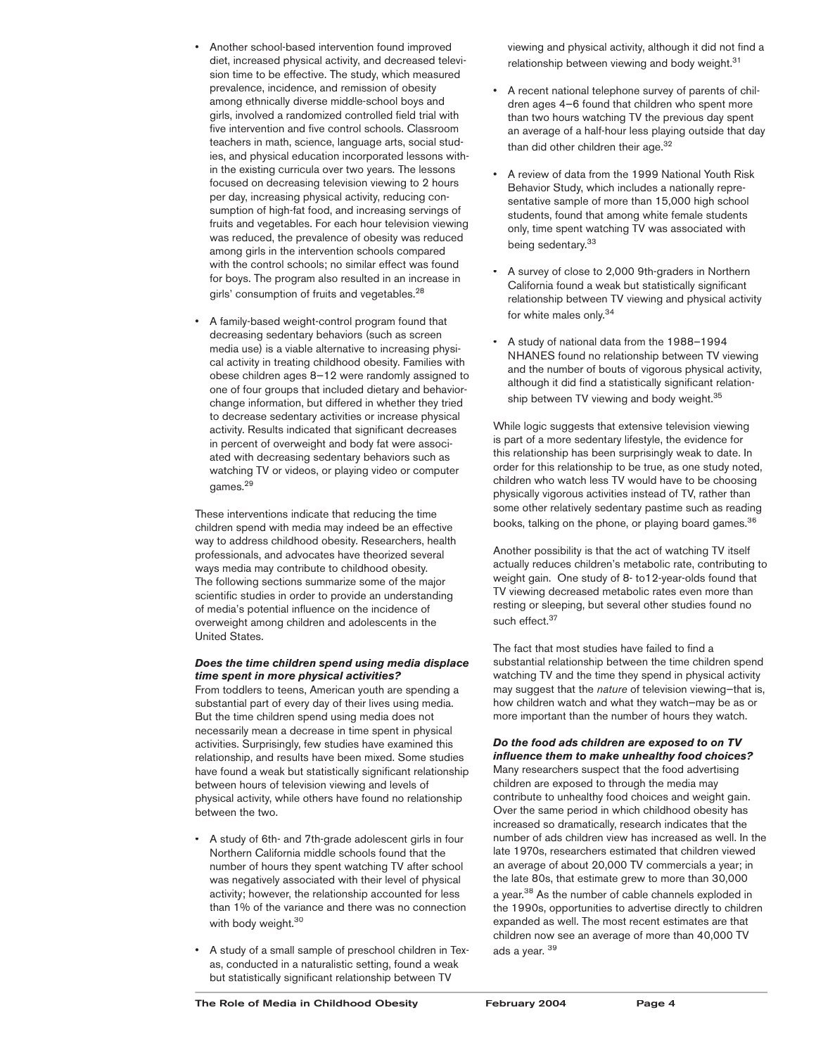- Another school-based intervention found improved diet, increased physical activity, and decreased television time to be effective. The study, which measured prevalence, incidence, and remission of obesity among ethnically diverse middle-school boys and girls, involved a randomized controlled field trial with five intervention and five control schools. Classroom teachers in math, science, language arts, social studies, and physical education incorporated lessons within the existing curricula over two years. The lessons focused on decreasing television viewing to 2 hours per day, increasing physical activity, reducing consumption of high-fat food, and increasing servings of fruits and vegetables. For each hour television viewing was reduced, the prevalence of obesity was reduced among girls in the intervention schools compared with the control schools; no similar effect was found for boys. The program also resulted in an increase in girls' consumption of fruits and vegetables.[28]

- A family-based weight-control program found that decreasing sedentary behaviors (such as screen media use) is a viable alternative to increasing physical activity in treating childhood obesity. Families with obese children ages 8–12 were randomly assigned to one of four groups that included dietary and behavior-change information, but differed in whether they tried to decrease sedentary activities or increase physical activity. Results indicated that significant decreases in percent of overweight and body fat were associated with decreasing sedentary behaviors such as watching TV or videos, or playing video or computer games.[29]

These interventions indicate that reducing the time children spend with media may indeed be an effective way to address childhood obesity. Researchers, health professionals, and advocates have theorized several ways media may contribute to childhood obesity. The following sections summarize some of the major scientific studies in order to provide an understanding of media's potential influence on the incidence of overweight among children and adolescents in the United States.

***Does the time children spend using media displace time spent in more physical activities?***

From toddlers to teens, American youth are spending a substantial part of every day of their lives using media. But the time children spend using media does not necessarily mean a decrease in time spent in physical activities. Surprisingly, few studies have examined this relationship, and results have been mixed. Some studies have found a weak but statistically significant relationship between hours of television viewing and levels of physical activity, while others have found no relationship between the two.

- A study of 6th- and 7th-grade adolescent girls in four Northern California middle schools found that the number of hours they spent watching TV after school was negatively associated with their level of physical activity; however, the relationship accounted for less than 1% of the variance and there was no connection with body weight.[30]

- A study of a small sample of preschool children in Texas, conducted in a naturalistic setting, found a weak but statistically significant relationship between TV viewing and physical activity, although it did not find a relationship between viewing and body weight.[31]

- A recent national telephone survey of parents of children ages 4–6 found that children who spent more than two hours watching TV the previous day spent an average of a half-hour less playing outside that day than did other children their age.[32]

- A review of data from the 1999 National Youth Risk Behavior Study, which includes a nationally representative sample of more than 15,000 high school students, found that among white female students only, time spent watching TV was associated with being sedentary.[33]

- A survey of close to 2,000 9th-graders in Northern California found a weak but statistically significant relationship between TV viewing and physical activity for white males only.[34]

- A study of national data from the 1988–1994 NHANES found no relationship between TV viewing and the number of bouts of vigorous physical activity, although it did find a statistically significant relationship between TV viewing and body weight.[35]

While logic suggests that extensive television viewing is part of a more sedentary lifestyle, the evidence for this relationship has been surprisingly weak to date. In order for this relationship to be true, as one study noted, children who watch less TV would have to be choosing physically vigorous activities instead of TV, rather than some other relatively sedentary pastime such as reading books, talking on the phone, or playing board games.[36]

Another possibility is that the act of watching TV itself actually reduces children's metabolic rate, contributing to weight gain. One study of 8- to12-year-olds found that TV viewing decreased metabolic rates even more than resting or sleeping, but several other studies found no such effect.[37]

The fact that most studies have failed to find a substantial relationship between the time children spend watching TV and the time they spend in physical activity may suggest that the *nature* of television viewing—that is, how children watch and what they watch—may be as or more important than the number of hours they watch.

***Do the food ads children are exposed to on TV influence them to make unhealthy food choices?***

Many researchers suspect that the food advertising children are exposed to through the media may contribute to unhealthy food choices and weight gain. Over the same period in which childhood obesity has increased so dramatically, research indicates that the number of ads children view has increased as well. In the late 1970s, researchers estimated that children viewed an average of about 20,000 TV commercials a year; in the late 80s, that estimate grew to more than 30,000 a year.[38] As the number of cable channels exploded in the 1990s, opportunities to advertise directly to children expanded as well. The most recent estimates are that children now see an average of more than 40,000 TV ads a year.[39]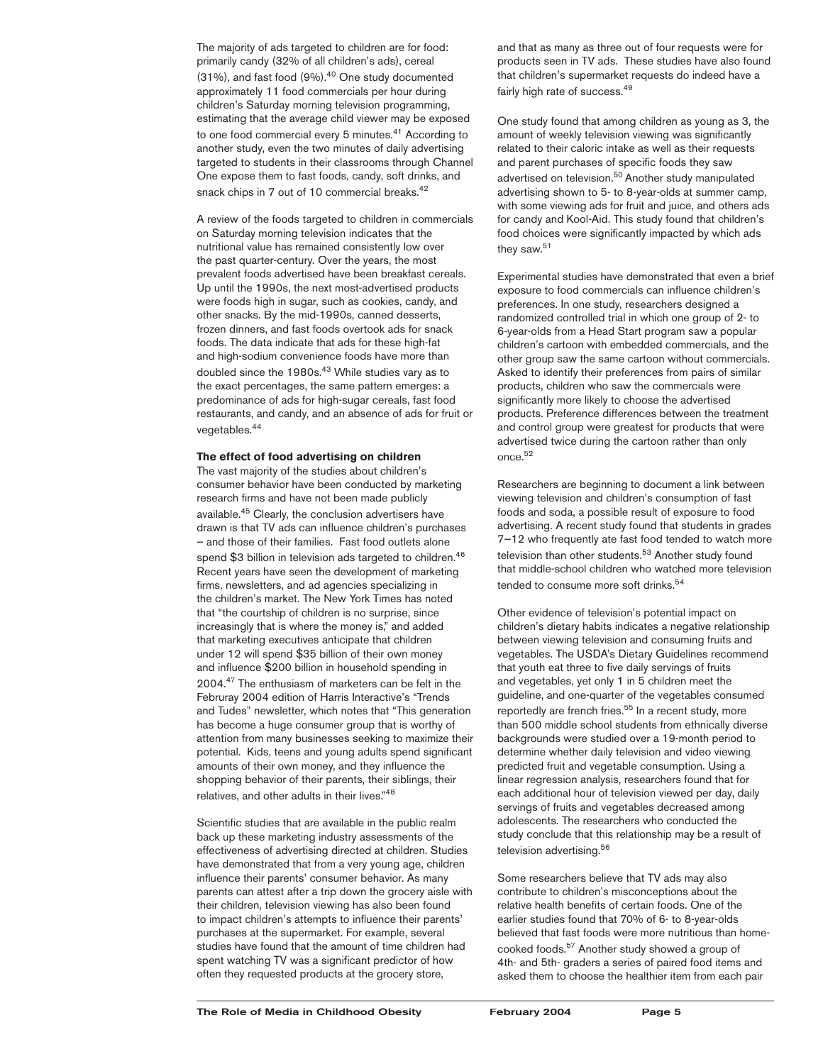The majority of ads targeted to children are for food: primarily candy (32% of all children's ads), cereal (31%), and fast food (9%).[40] One study documented approximately 11 food commercials per hour during children's Saturday morning television programming, estimating that the average child viewer may be exposed to one food commercial every 5 minutes.[41] According to another study, even the two minutes of daily advertising targeted to students in their classrooms through Channel One expose them to fast foods, candy, soft drinks, and snack chips in 7 out of 10 commercial breaks.[42]

A review of the foods targeted to children in commercials on Saturday morning television indicates that the nutritional value has remained consistently low over the past quarter-century. Over the years, the most prevalent foods advertised have been breakfast cereals. Up until the 1990s, the next most-advertised products were foods high in sugar, such as cookies, candy, and other snacks. By the mid-1990s, canned desserts, frozen dinners, and fast foods overtook ads for snack foods. The data indicate that ads for these high-fat and high-sodium convenience foods have more than doubled since the 1980s.[43] While studies vary as to the exact percentages, the same pattern emerges: a predominance of ads for high-sugar cereals, fast food restaurants, and candy, and an absence of ads for fruit or vegetables.[44]

**The effect of food advertising on children**

The vast majority of the studies about children's consumer behavior have been conducted by marketing research firms and have not been made publicly available.[45] Clearly, the conclusion advertisers have drawn is that TV ads can influence children's purchases – and those of their families. Fast food outlets alone spend $3 billion in television ads targeted to children.[46] Recent years have seen the development of marketing firms, newsletters, and ad agencies specializing in the children's market. The New York Times has noted that "the courtship of children is no surprise, since increasingly that is where the money is," and added that marketing executives anticipate that children under 12 will spend $35 billion of their own money and influence $200 billion in household spending in 2004.[47] The enthusiasm of marketers can be felt in the Februray 2004 edition of Harris Interactive's "Trends and Tudes" newsletter, which notes that "This generation has become a huge consumer group that is worthy of attention from many businesses seeking to maximize their potential. Kids, teens and young adults spend significant amounts of their own money, and they influence the shopping behavior of their parents, their siblings, their relatives, and other adults in their lives."[48]

Scientific studies that are available in the public realm back up these marketing industry assessments of the effectiveness of advertising directed at children. Studies have demonstrated that from a very young age, children influence their parents' consumer behavior. As many parents can attest after a trip down the grocery aisle with their children, television viewing has also been found to impact children's attempts to influence their parents' purchases at the supermarket. For example, several studies have found that the amount of time children had spent watching TV was a significant predictor of how often they requested products at the grocery store, and that as many as three out of four requests were for products seen in TV ads. These studies have also found that children's supermarket requests do indeed have a fairly high rate of success.[49]

One study found that among children as young as 3, the amount of weekly television viewing was significantly related to their caloric intake as well as their requests and parent purchases of specific foods they saw advertised on television.[50] Another study manipulated advertising shown to 5- to 8-year-olds at summer camp, with some viewing ads for fruit and juice, and others ads for candy and Kool-Aid. This study found that children's food choices were significantly impacted by which ads they saw.[51]

Experimental studies have demonstrated that even a brief exposure to food commercials can influence children's preferences. In one study, researchers designed a randomized controlled trial in which one group of 2- to 6-year-olds from a Head Start program saw a popular children's cartoon with embedded commercials, and the other group saw the same cartoon without commercials. Asked to identify their preferences from pairs of similar products, children who saw the commercials were significantly more likely to choose the advertised products. Preference differences between the treatment and control group were greatest for products that were advertised twice during the cartoon rather than only once.[52]

Researchers are beginning to document a link between viewing television and children's consumption of fast foods and soda, a possible result of exposure to food advertising. A recent study found that students in grades 7–12 who frequently ate fast food tended to watch more television than other students.[53] Another study found that middle-school children who watched more television tended to consume more soft drinks.[54]

Other evidence of television's potential impact on children's dietary habits indicates a negative relationship between viewing television and consuming fruits and vegetables. The USDA's Dietary Guidelines recommend that youth eat three to five daily servings of fruits and vegetables, yet only 1 in 5 children meet the guideline, and one-quarter of the vegetables consumed reportedly are french fries.[55] In a recent study, more than 500 middle school students from ethnically diverse backgrounds were studied over a 19-month period to determine whether daily television and video viewing predicted fruit and vegetable consumption. Using a linear regression analysis, researchers found that for each additional hour of television viewed per day, daily servings of fruits and vegetables decreased among adolescents. The researchers who conducted the study conclude that this relationship may be a result of television advertising.[56]

Some researchers believe that TV ads may also contribute to children's misconceptions about the relative health benefits of certain foods. One of the earlier studies found that 70% of 6- to 8-year-olds believed that fast foods were more nutritious than home-cooked foods.[57] Another study showed a group of 4th- and 5th- graders a series of paired food items and asked them to choose the healthier item from each pair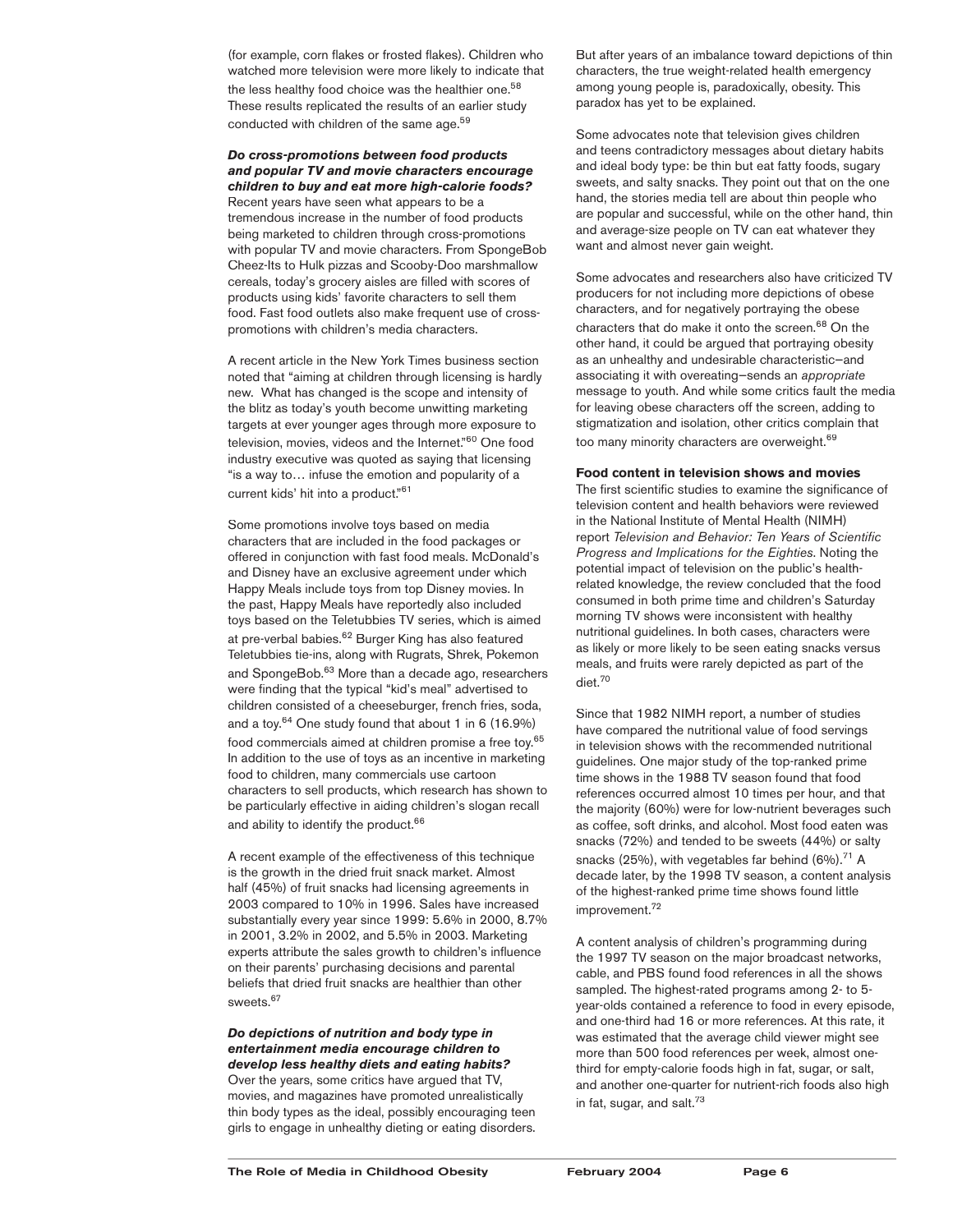(for example, corn flakes or frosted flakes). Children who watched more television were more likely to indicate that the less healthy food choice was the healthier one.[58] These results replicated the results of an earlier study conducted with children of the same age.[59]

***Do cross-promotions between food products and popular TV and movie characters encourage children to buy and eat more high-calorie foods?***

Recent years have seen what appears to be a tremendous increase in the number of food products being marketed to children through cross-promotions with popular TV and movie characters. From SpongeBob Cheez-Its to Hulk pizzas and Scooby-Doo marshmallow cereals, today's grocery aisles are filled with scores of products using kids' favorite characters to sell them food. Fast food outlets also make frequent use of cross-promotions with children's media characters.

A recent article in the New York Times business section noted that "aiming at children through licensing is hardly new. What has changed is the scope and intensity of the blitz as today's youth become unwitting marketing targets at ever younger ages through more exposure to television, movies, videos and the Internet."[60] One food industry executive was quoted as saying that licensing "is a way to… infuse the emotion and popularity of a current kids' hit into a product."[61]

Some promotions involve toys based on media characters that are included in the food packages or offered in conjunction with fast food meals. McDonald's and Disney have an exclusive agreement under which Happy Meals include toys from top Disney movies. In the past, Happy Meals have reportedly also included toys based on the Teletubbies TV series, which is aimed at pre-verbal babies.[62] Burger King has also featured Teletubbies tie-ins, along with Rugrats, Shrek, Pokemon and SpongeBob.[63] More than a decade ago, researchers were finding that the typical "kid's meal" advertised to children consisted of a cheeseburger, french fries, soda, and a toy.[64] One study found that about 1 in 6 (16.9%) food commercials aimed at children promise a free toy.[65] In addition to the use of toys as an incentive in marketing food to children, many commercials use cartoon characters to sell products, which research has shown to be particularly effective in aiding children's slogan recall and ability to identify the product.[66]

A recent example of the effectiveness of this technique is the growth in the dried fruit snack market. Almost half (45%) of fruit snacks had licensing agreements in 2003 compared to 10% in 1996. Sales have increased substantially every year since 1999: 5.6% in 2000, 8.7% in 2001, 3.2% in 2002, and 5.5% in 2003. Marketing experts attribute the sales growth to children's influence on their parents' purchasing decisions and parental beliefs that dried fruit snacks are healthier than other sweets.[67]

***Do depictions of nutrition and body type in entertainment media encourage children to develop less healthy diets and eating habits?***

Over the years, some critics have argued that TV, movies, and magazines have promoted unrealistically thin body types as the ideal, possibly encouraging teen girls to engage in unhealthy dieting or eating disorders. But after years of an imbalance toward depictions of thin characters, the true weight-related health emergency among young people is, paradoxically, obesity. This paradox has yet to be explained.

Some advocates note that television gives children and teens contradictory messages about dietary habits and ideal body type: be thin but eat fatty foods, sugary sweets, and salty snacks. They point out that on the one hand, the stories media tell are about thin people who are popular and successful, while on the other hand, thin and average-size people on TV can eat whatever they want and almost never gain weight.

Some advocates and researchers also have criticized TV producers for not including more depictions of obese characters, and for negatively portraying the obese characters that do make it onto the screen.[68] On the other hand, it could be argued that portraying obesity as an unhealthy and undesirable characteristic—and associating it with overeating—sends an *appropriate* message to youth. And while some critics fault the media for leaving obese characters off the screen, adding to stigmatization and isolation, other critics complain that too many minority characters are overweight.[69]

**Food content in television shows and movies**

The first scientific studies to examine the significance of television content and health behaviors were reviewed in the National Institute of Mental Health (NIMH) report *Television and Behavior: Ten Years of Scientific Progress and Implications for the Eighties*. Noting the potential impact of television on the public's health-related knowledge, the review concluded that the food consumed in both prime time and children's Saturday morning TV shows were inconsistent with healthy nutritional guidelines. In both cases, characters were as likely or more likely to be seen eating snacks versus meals, and fruits were rarely depicted as part of the diet.[70]

Since that 1982 NIMH report, a number of studies have compared the nutritional value of food servings in television shows with the recommended nutritional guidelines. One major study of the top-ranked prime time shows in the 1988 TV season found that food references occurred almost 10 times per hour, and that the majority (60%) were for low-nutrient beverages such as coffee, soft drinks, and alcohol. Most food eaten was snacks (72%) and tended to be sweets (44%) or salty snacks (25%), with vegetables far behind (6%).[71] A decade later, by the 1998 TV season, a content analysis of the highest-ranked prime time shows found little improvement.[72]

A content analysis of children's programming during the 1997 TV season on the major broadcast networks, cable, and PBS found food references in all the shows sampled. The highest-rated programs among 2- to 5-year-olds contained a reference to food in every episode, and one-third had 16 or more references. At this rate, it was estimated that the average child viewer might see more than 500 food references per week, almost one-third for empty-calorie foods high in fat, sugar, or salt, and another one-quarter for nutrient-rich foods also high in fat, sugar, and salt.[73]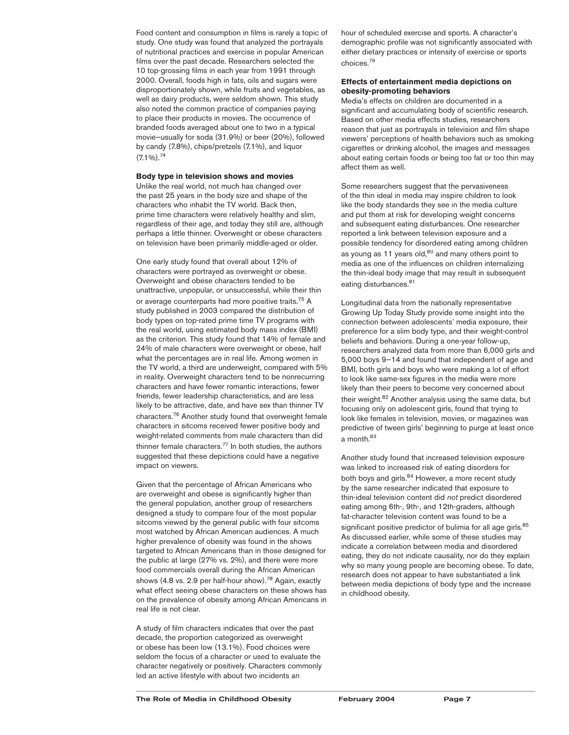Food content and consumption in films is rarely a topic of study. One study was found that analyzed the portrayals of nutritional practices and exercise in popular American films over the past decade. Researchers selected the 10 top-grossing films in each year from 1991 through 2000. Overall, foods high in fats, oils and sugars were disproportionately shown, while fruits and vegetables, as well as dairy products, were seldom shown. This study also noted the common practice of companies paying to place their products in movies. The occurrence of branded foods averaged about one to two in a typical movie–usually for soda (31.9%) or beer (20%), followed by candy (7.8%), chips/pretzels (7.1%), and liquor (7.1%).[74]

### Body type in television shows and movies

Unlike the real world, not much has changed over the past 25 years in the body size and shape of the characters who inhabit the TV world. Back then, prime time characters were relatively healthy and slim, regardless of their age, and today they still are, although perhaps a little thinner. Overweight or obese characters on television have been primarily middle-aged or older.

One early study found that overall about 12% of characters were portrayed as overweight or obese. Overweight and obese characters tended to be unattractive, unpopular, or unsuccessful, while their thin or average counterparts had more positive traits.[75] A study published in 2003 compared the distribution of body types on top-rated prime time TV programs with the real world, using estimated body mass index (BMI) as the criterion. This study found that 14% of female and 24% of male characters were overweight or obese, half what the percentages are in real life. Among women in the TV world, a third are underweight, compared with 5% in reality. Overweight characters tend to be nonrecurring characters and have fewer romantic interactions, fewer friends, fewer leadership characteristics, and are less likely to be attractive, date, and have sex than thinner TV characters.[76] Another study found that overweight female characters in sitcoms received fewer positive body and weight-related comments from male characters than did thinner female characters.[77] In both studies, the authors suggested that these depictions could have a negative impact on viewers.

Given that the percentage of African Americans who are overweight and obese is significantly higher than the general population, another group of researchers designed a study to compare four of the most popular sitcoms viewed by the general public with four sitcoms most watched by African American audiences. A much higher prevalence of obesity was found in the shows targeted to African Americans than in those designed for the public at large (27% vs. 2%), and there were more food commercials overall during the African American shows (4.8 vs. 2.9 per half-hour show).[78] Again, exactly what effect seeing obese characters on these shows has on the prevalence of obesity among African Americans in real life is not clear.

A study of film characters indicates that over the past decade, the proportion categorized as overweight or obese has been low (13.1%). Food choices were seldom the focus of a character or used to evaluate the character negatively or positively. Characters commonly led an active lifestyle with about two incidents an hour of scheduled exercise and sports. A character's demographic profile was not significantly associated with either dietary practices or intensity of exercise or sports choices.[79]

### Effects of entertainment media depictions on obesity-promoting behaviors

Media's effects on children are documented in a significant and accumulating body of scientific research. Based on other media effects studies, researchers reason that just as portrayals in television and film shape viewers' perceptions of health behaviors such as smoking cigarettes or drinking alcohol, the images and messages about eating certain foods or being too fat or too thin may affect them as well.

Some researchers suggest that the pervasiveness of the thin ideal in media may inspire children to look like the body standards they see in the media culture and put them at risk for developing weight concerns and subsequent eating disturbances. One researcher reported a link between television exposure and a possible tendency for disordered eating among children as young as 11 years old,[80] and many others point to media as one of the influences on children internalizing the thin-ideal body image that may result in subsequent eating disturbances.[81]

Longitudinal data from the nationally representative Growing Up Today Study provide some insight into the connection between adolescents' media exposure, their preference for a slim body type, and their weight-control beliefs and behaviors. During a one-year follow-up, researchers analyzed data from more than 6,000 girls and 5,000 boys 9–14 and found that independent of age and BMI, both girls and boys who were making a lot of effort to look like same-sex figures in the media were more likely than their peers to become very concerned about their weight.[82] Another analysis using the same data, but focusing only on adolescent girls, found that trying to look like females in television, movies, or magazines was predictive of tween girls' beginning to purge at least once a month.[83]

Another study found that increased television exposure was linked to increased risk of eating disorders for both boys and girls.[84] However, a more recent study by the same researcher indicated that exposure to thin-ideal television content did *not* predict disordered eating among 6th-, 9th-, and 12th-graders, although fat-character television content was found to be a significant positive predictor of bulimia for all age girls.[85] As discussed earlier, while some of these studies may indicate a correlation between media and disordered eating, they do not indicate causality, nor do they explain why so many young people are becoming obese. To date, research does not appear to have substantiated a link between media depictions of body type and the increase in childhood obesity.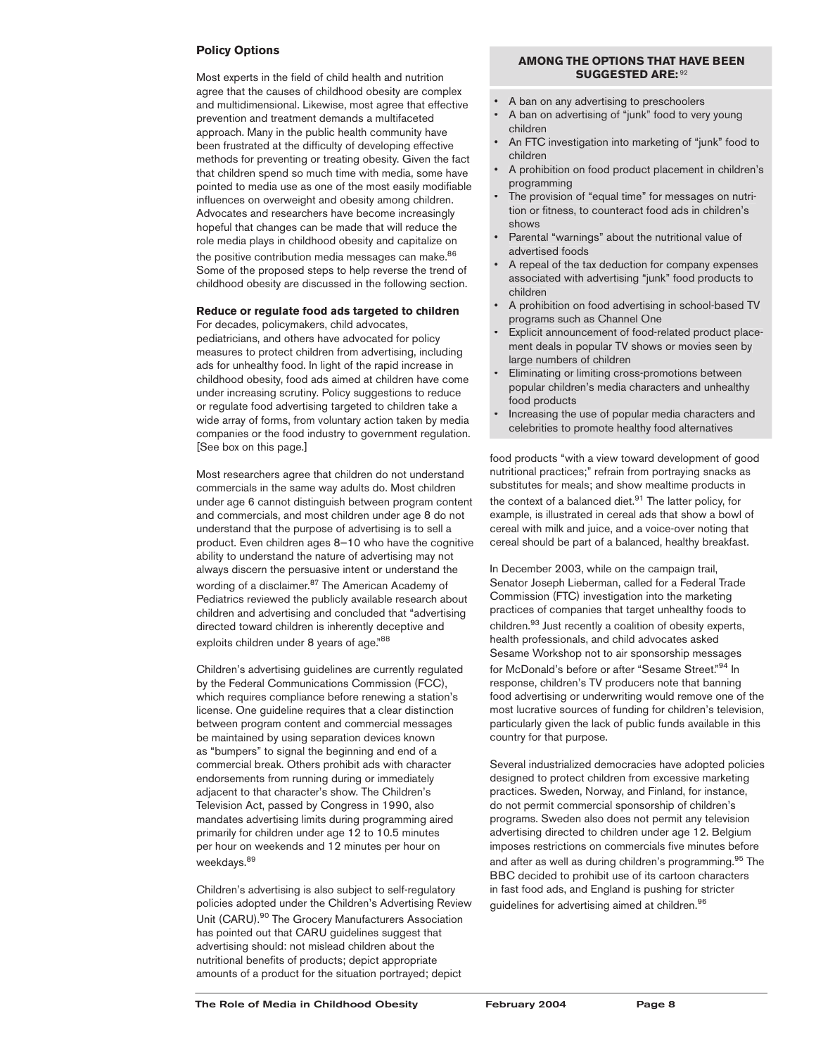### Policy Options

Most experts in the field of child health and nutrition agree that the causes of childhood obesity are complex and multidimensional. Likewise, most agree that effective prevention and treatment demands a multifaceted approach. Many in the public health community have been frustrated at the difficulty of developing effective methods for preventing or treating obesity. Given the fact that children spend so much time with media, some have pointed to media use as one of the most easily modifiable influences on overweight and obesity among children. Advocates and researchers have become increasingly hopeful that changes can be made that will reduce the role media plays in childhood obesity and capitalize on the positive contribution media messages can make.[86] Some of the proposed steps to help reverse the trend of childhood obesity are discussed in the following section.

**Reduce or regulate food ads targeted to children**

For decades, policymakers, child advocates, pediatricians, and others have advocated for policy measures to protect children from advertising, including ads for unhealthy food. In light of the rapid increase in childhood obesity, food ads aimed at children have come under increasing scrutiny. Policy suggestions to reduce or regulate food advertising targeted to children take a wide array of forms, from voluntary action taken by media companies or the food industry to government regulation. [See box on this page.]

Most researchers agree that children do not understand commercials in the same way adults do. Most children under age 6 cannot distinguish between program content and commercials, and most children under age 8 do not understand that the purpose of advertising is to sell a product. Even children ages 8–10 who have the cognitive ability to understand the nature of advertising may not always discern the persuasive intent or understand the wording of a disclaimer.[87] The American Academy of Pediatrics reviewed the publicly available research about children and advertising and concluded that "advertising directed toward children is inherently deceptive and exploits children under 8 years of age."[88]

Children's advertising guidelines are currently regulated by the Federal Communications Commission (FCC), which requires compliance before renewing a station's license. One guideline requires that a clear distinction between program content and commercial messages be maintained by using separation devices known as "bumpers" to signal the beginning and end of a commercial break. Others prohibit ads with character endorsements from running during or immediately adjacent to that character's show. The Children's Television Act, passed by Congress in 1990, also mandates advertising limits during programming aired primarily for children under age 12 to 10.5 minutes per hour on weekends and 12 minutes per hour on weekdays.[89]

Children's advertising is also subject to self-regulatory policies adopted under the Children's Advertising Review Unit (CARU).[90] The Grocery Manufacturers Association has pointed out that CARU guidelines suggest that advertising should: not mislead children about the nutritional benefits of products; depict appropriate amounts of a product for the situation portrayed; depict food products "with a view toward development of good nutritional practices;" refrain from portraying snacks as substitutes for meals; and show mealtime products in the context of a balanced diet.[91] The latter policy, for example, is illustrated in cereal ads that show a bowl of cereal with milk and juice, and a voice-over noting that cereal should be part of a balanced, healthy breakfast.

**AMONG THE OPTIONS THAT HAVE BEEN SUGGESTED ARE:**[92]

- A ban on any advertising to preschoolers
- A ban on advertising of "junk" food to very young children
- An FTC investigation into marketing of "junk" food to children
- A prohibition on food product placement in children's programming
- The provision of "equal time" for messages on nutrition or fitness, to counteract food ads in children's shows
- Parental "warnings" about the nutritional value of advertised foods
- A repeal of the tax deduction for company expenses associated with advertising "junk" food products to children
- A prohibition on food advertising in school-based TV programs such as Channel One
- Explicit announcement of food-related product placement deals in popular TV shows or movies seen by large numbers of children
- Eliminating or limiting cross-promotions between popular children's media characters and unhealthy food products
- Increasing the use of popular media characters and celebrities to promote healthy food alternatives

In December 2003, while on the campaign trail, Senator Joseph Lieberman, called for a Federal Trade Commission (FTC) investigation into the marketing practices of companies that target unhealthy foods to children.[93] Just recently a coalition of obesity experts, health professionals, and child advocates asked Sesame Workshop not to air sponsorship messages for McDonald's before or after "Sesame Street."[94] In response, children's TV producers note that banning food advertising or underwriting would remove one of the most lucrative sources of funding for children's television, particularly given the lack of public funds available in this country for that purpose.

Several industrialized democracies have adopted policies designed to protect children from excessive marketing practices. Sweden, Norway, and Finland, for instance, do not permit commercial sponsorship of children's programs. Sweden also does not permit any television advertising directed to children under age 12. Belgium imposes restrictions on commercials five minutes before and after as well as during children's programming.[95] The BBC decided to prohibit use of its cartoon characters in fast food ads, and England is pushing for stricter guidelines for advertising aimed at children.[96]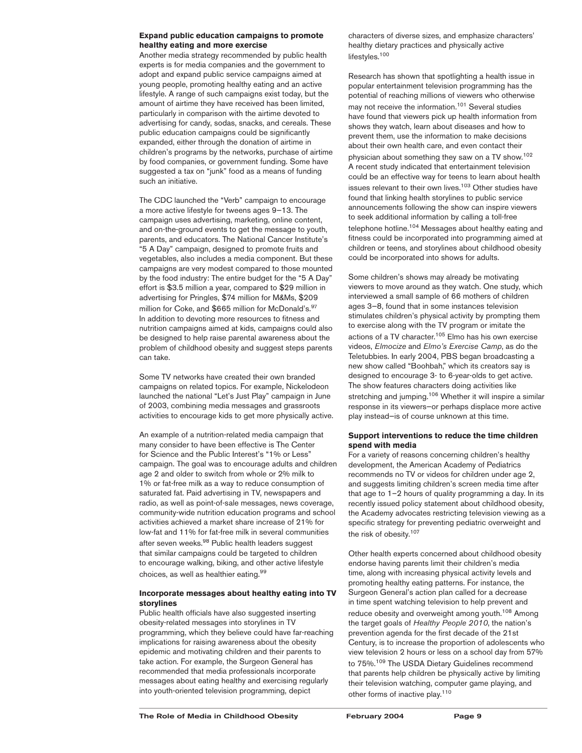### Expand public education campaigns to promote healthy eating and more exercise

Another media strategy recommended by public health experts is for media companies and the government to adopt and expand public service campaigns aimed at young people, promoting healthy eating and an active lifestyle. A range of such campaigns exist today, but the amount of airtime they have received has been limited, particularly in comparison with the airtime devoted to advertising for candy, sodas, snacks, and cereals. These public education campaigns could be significantly expanded, either through the donation of airtime in children's programs by the networks, purchase of airtime by food companies, or government funding. Some have suggested a tax on "junk" food as a means of funding such an initiative.

The CDC launched the "Verb" campaign to encourage a more active lifestyle for tweens ages 9–13. The campaign uses advertising, marketing, online content, and on-the-ground events to get the message to youth, parents, and educators. The National Cancer Institute's "5 A Day" campaign, designed to promote fruits and vegetables, also includes a media component. But these campaigns are very modest compared to those mounted by the food industry: The entire budget for the "5 A Day" effort is $3.5 million a year, compared to $29 million in advertising for Pringles, $74 million for M&Ms, $209 million for Coke, and $665 million for McDonald's.[97] In addition to devoting more resources to fitness and nutrition campaigns aimed at kids, campaigns could also be designed to help raise parental awareness about the problem of childhood obesity and suggest steps parents can take.

Some TV networks have created their own branded campaigns on related topics. For example, Nickelodeon launched the national "Let's Just Play" campaign in June of 2003, combining media messages and grassroots activities to encourage kids to get more physically active.

An example of a nutrition-related media campaign that many consider to have been effective is The Center for Science and the Public Interest's "1% or Less" campaign. The goal was to encourage adults and children age 2 and older to switch from whole or 2% milk to 1% or fat-free milk as a way to reduce consumption of saturated fat. Paid advertising in TV, newspapers and radio, as well as point-of-sale messages, news coverage, community-wide nutrition education programs and school activities achieved a market share increase of 21% for low-fat and 11% for fat-free milk in several communities after seven weeks.[98] Public health leaders suggest that similar campaigns could be targeted to children to encourage walking, biking, and other active lifestyle choices, as well as healthier eating.[99]

### Incorporate messages about healthy eating into TV storylines

Public health officials have also suggested inserting obesity-related messages into storylines in TV programming, which they believe could have far-reaching implications for raising awareness about the obesity epidemic and motivating children and their parents to take action. For example, the Surgeon General has recommended that media professionals incorporate messages about eating healthy and exercising regularly into youth-oriented television programming, depict characters of diverse sizes, and emphasize characters' healthy dietary practices and physically active lifestyles.[100]

Research has shown that spotlighting a health issue in popular entertainment television programming has the potential of reaching millions of viewers who otherwise may not receive the information.[101] Several studies have found that viewers pick up health information from shows they watch, learn about diseases and how to prevent them, use the information to make decisions about their own health care, and even contact their physician about something they saw on a TV show.[102] A recent study indicated that entertainment television could be an effective way for teens to learn about health issues relevant to their own lives.[103] Other studies have found that linking health storylines to public service announcements following the show can inspire viewers to seek additional information by calling a toll-free telephone hotline.[104] Messages about healthy eating and fitness could be incorporated into programming aimed at children or teens, and storylines about childhood obesity could be incorporated into shows for adults.

Some children's shows may already be motivating viewers to move around as they watch. One study, which interviewed a small sample of 66 mothers of children ages 3–8, found that in some instances television stimulates children's physical activity by prompting them to exercise along with the TV program or imitate the actions of a TV character.[105] Elmo has his own exercise videos, *Elmocize* and *Elmo's Exercise Camp*, as do the Teletubbies. In early 2004, PBS began broadcasting a new show called "Boohbah," which its creators say is designed to encourage 3- to 6-year-olds to get active. The show features characters doing activities like stretching and jumping.[106] Whether it will inspire a similar response in its viewers—or perhaps displace more active play instead—is of course unknown at this time.

### Support interventions to reduce the time children spend with media

For a variety of reasons concerning children's healthy development, the American Academy of Pediatrics recommends no TV or videos for children under age 2, and suggests limiting children's screen media time after that age to 1–2 hours of quality programming a day. In its recently issued policy statement about childhood obesity, the Academy advocates restricting television viewing as a specific strategy for preventing pediatric overweight and the risk of obesity.[107]

Other health experts concerned about childhood obesity endorse having parents limit their children's media time, along with increasing physical activity levels and promoting healthy eating patterns. For instance, the Surgeon General's action plan called for a decrease in time spent watching television to help prevent and reduce obesity and overweight among youth.[108] Among the target goals of *Healthy People 2010*, the nation's prevention agenda for the first decade of the 21st Century, is to increase the proportion of adolescents who view television 2 hours or less on a school day from 57% to 75%.[109] The USDA Dietary Guidelines recommend that parents help children be physically active by limiting their television watching, computer game playing, and other forms of inactive play.[110]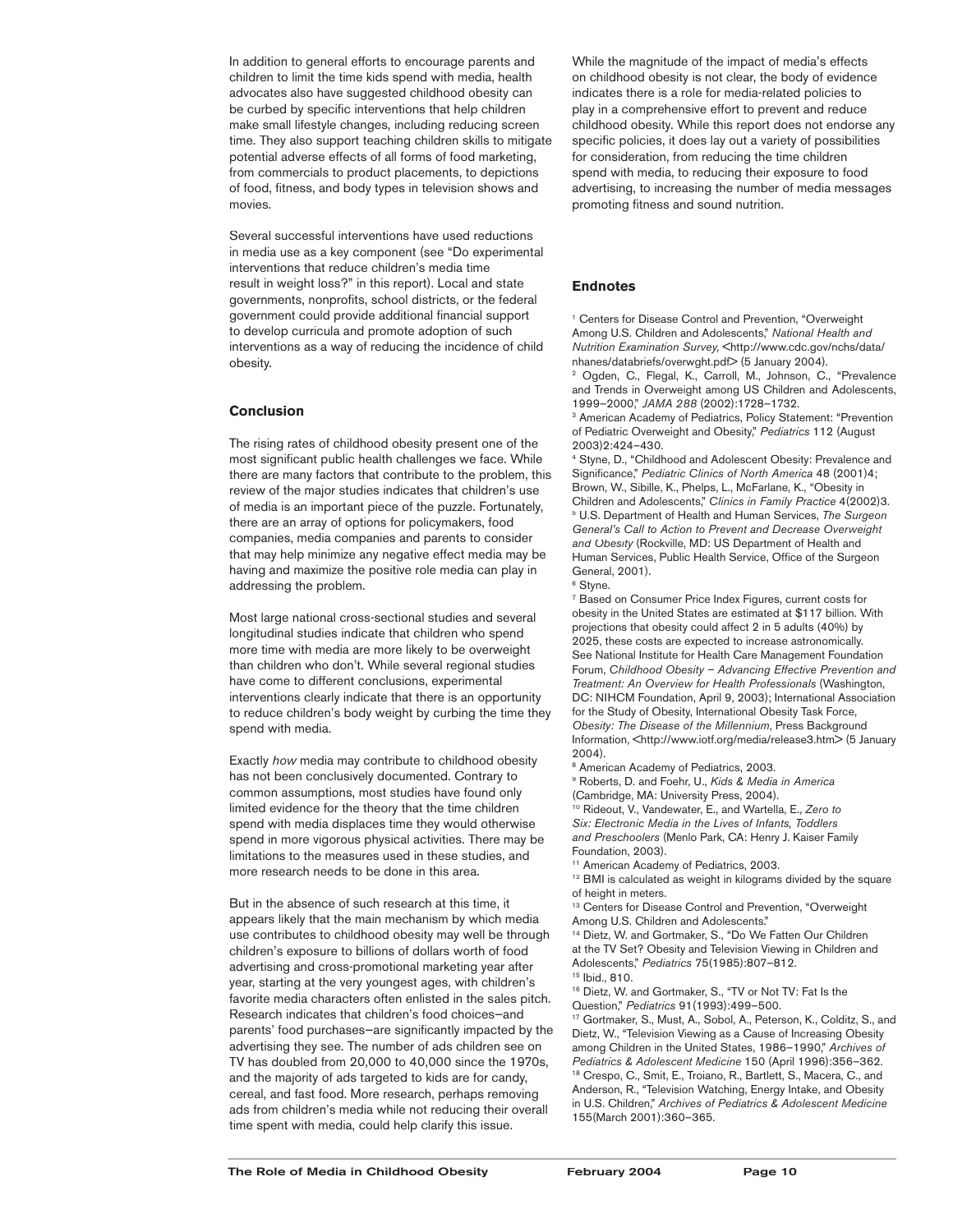In addition to general efforts to encourage parents and children to limit the time kids spend with media, health advocates also have suggested childhood obesity can be curbed by specific interventions that help children make small lifestyle changes, including reducing screen time. They also support teaching children skills to mitigate potential adverse effects of all forms of food marketing, from commercials to product placements, to depictions of food, fitness, and body types in television shows and movies.

Several successful interventions have used reductions in media use as a key component (see "Do experimental interventions that reduce children's media time result in weight loss?" in this report). Local and state governments, nonprofits, school districts, or the federal government could provide additional financial support to develop curricula and promote adoption of such interventions as a way of reducing the incidence of child obesity.

### Conclusion

The rising rates of childhood obesity present one of the most significant public health challenges we face. While there are many factors that contribute to the problem, this review of the major studies indicates that children's use of media is an important piece of the puzzle. Fortunately, there are an array of options for policymakers, food companies, media companies and parents to consider that may help minimize any negative effect media may be having and maximize the positive role media can play in addressing the problem.

Most large national cross-sectional studies and several longitudinal studies indicate that children who spend more time with media are more likely to be overweight than children who don't. While several regional studies have come to different conclusions, experimental interventions clearly indicate that there is an opportunity to reduce children's body weight by curbing the time they spend with media.

Exactly *how* media may contribute to childhood obesity has not been conclusively documented. Contrary to common assumptions, most studies have found only limited evidence for the theory that the time children spend with media displaces time they would otherwise spend in more vigorous physical activities. There may be limitations to the measures used in these studies, and more research needs to be done in this area.

But in the absence of such research at this time, it appears likely that the main mechanism by which media use contributes to childhood obesity may well be through children's exposure to billions of dollars worth of food advertising and cross-promotional marketing year after year, starting at the very youngest ages, with children's favorite media characters often enlisted in the sales pitch. Research indicates that children's food choices—and parents' food purchases—are significantly impacted by the advertising they see. The number of ads children see on TV has doubled from 20,000 to 40,000 since the 1970s, and the majority of ads targeted to kids are for candy, cereal, and fast food. More research, perhaps removing ads from children's media while not reducing their overall time spent with media, could help clarify this issue.

While the magnitude of the impact of media's effects on childhood obesity is not clear, the body of evidence indicates there is a role for media-related policies to play in a comprehensive effort to prevent and reduce childhood obesity. While this report does not endorse any specific policies, it does lay out a variety of possibilities for consideration, from reducing the time children spend with media, to reducing their exposure to food advertising, to increasing the number of media messages promoting fitness and sound nutrition.

### Endnotes

[1] Centers for Disease Control and Prevention, "Overweight Among U.S. Children and Adolescents," *National Health and Nutrition Examination Survey*, <http://www.cdc.gov/nchs/data/nhanes/databriefs/overwght.pdf> (5 January 2004).

[2] Ogden, C., Flegal, K., Carroll, M., Johnson, C., "Prevalence and Trends in Overweight among US Children and Adolescents, 1999–2000," *JAMA 288* (2002):1728–1732.

[3] American Academy of Pediatrics, Policy Statement: "Prevention of Pediatric Overweight and Obesity," *Pediatrics* 112 (August 2003)2:424–430.

[4] Styne, D., "Childhood and Adolescent Obesity: Prevalence and Significance," *Pediatric Clinics of North America* 48 (2001)4; Brown, W., Sibille, K., Phelps, L., McFarlane, K., "Obesity in Children and Adolescents," *Clinics in Family Practice* 4(2002)3.

[5] U.S. Department of Health and Human Services, *The Surgeon General's Call to Action to Prevent and Decrease Overweight and Obesity* (Rockville, MD: US Department of Health and Human Services, Public Health Service, Office of the Surgeon General, 2001).

[6] Styne.

[7] Based on Consumer Price Index Figures, current costs for obesity in the United States are estimated at $117 billion. With projections that obesity could affect 2 in 5 adults (40%) by 2025, these costs are expected to increase astronomically. See National Institute for Health Care Management Foundation Forum, *Childhood Obesity – Advancing Effective Prevention and Treatment: An Overview for Health Professionals* (Washington, DC: NIHCM Foundation, April 9, 2003); International Association for the Study of Obesity, International Obesity Task Force, *Obesity: The Disease of the Millennium*, Press Background Information, <http://www.iotf.org/media/release3.htm> (5 January 2004).

[8] American Academy of Pediatrics, 2003.

[9] Roberts, D. and Foehr, U., *Kids & Media in America* (Cambridge, MA: University Press, 2004).

[10] Rideout, V., Vandewater, E., and Wartella, E., *Zero to Six: Electronic Media in the Lives of Infants, Toddlers and Preschoolers* (Menlo Park, CA: Henry J. Kaiser Family Foundation, 2003).

[11] American Academy of Pediatrics, 2003.

[12] BMI is calculated as weight in kilograms divided by the square of height in meters.

[13] Centers for Disease Control and Prevention, "Overweight Among U.S. Children and Adolescents."

[14] Dietz, W. and Gortmaker, S., "Do We Fatten Our Children at the TV Set? Obesity and Television Viewing in Children and Adolescents," *Pediatrics* 75(1985):807–812.

[15] Ibid., 810.

[16] Dietz, W. and Gortmaker, S., "TV or Not TV: Fat Is the Question," *Pediatrics* 91(1993):499–500.

[17] Gortmaker, S., Must, A., Sobol, A., Peterson, K., Colditz, S., and Dietz, W., "Television Viewing as a Cause of Increasing Obesity among Children in the United States, 1986–1990," *Archives of Pediatrics & Adolescent Medicine* 150 (April 1996):356–362.

[18] Crespo, C., Smit, E., Troiano, R., Bartlett, S., Macera, C., and Anderson, R., "Television Watching, Energy Intake, and Obesity in U.S. Children," *Archives of Pediatrics & Adolescent Medicine* 155(March 2001):360–365.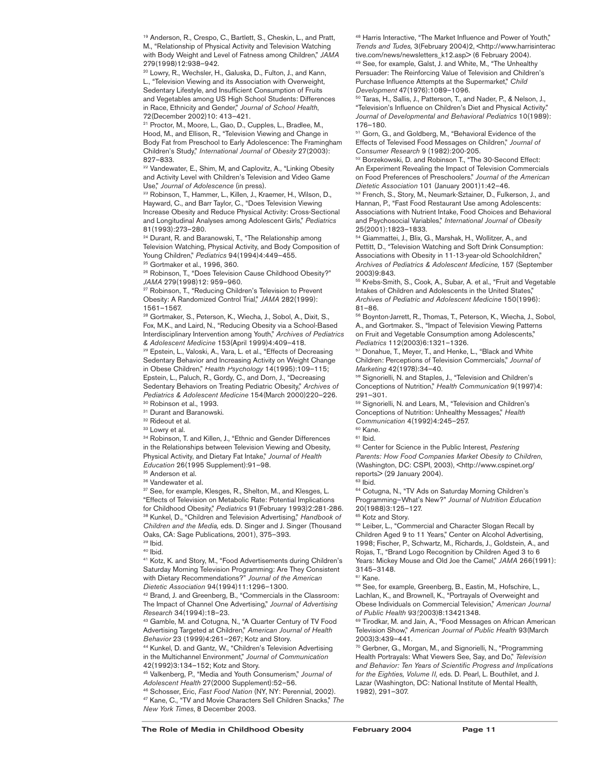[19] Anderson, R., Crespo, C., Bartlett, S., Cheskin, L., and Pratt, M., "Relationship of Physical Activity and Television Watching with Body Weight and Level of Fatness among Children," *JAMA* 279(1998)12:938–942.

[20] Lowry, R., Wechsler, H., Galuska, D., Fulton, J., and Kann, L., "Television Viewing and its Association with Overweight, Sedentary Lifestyle, and Insufficient Consumption of Fruits and Vegetables among US High School Students: Differences in Race, Ethnicity and Gender," *Journal of School Health*, 72(December 2002)10: 413–421.

[21] Proctor, M., Moore, L., Gao, D., Cupples, L., Bradlee, M., Hood, M., and Ellison, R., "Television Viewing and Change in Body Fat from Preschool to Early Adolescence: The Framingham Children's Study," *International Journal of Obesity* 27(2003): 827–833.

[22] Vandewater, E., Shim, M, and Caplovitz, A., "Linking Obesity and Activity Level with Children's Television and Video Game Use," *Journal of Adolescence* (in press).

[23] Robinson, T., Hammer, L., Killen, J., Kraemer, H., Wilson, D., Hayward, C., and Barr Taylor, C., "Does Television Viewing Increase Obesity and Reduce Physical Activity: Cross-Sectional and Longitudinal Analyses among Adolescent Girls," *Pediatrics* 81(1993):273–280.

[24] Durant, R. and Baranowski, T., "The Relationship among Television Watching, Physical Activity, and Body Composition of Young Children," *Pediatrics* 94(1994)4:449–455.

[25] Gortmaker et al., 1996, 360.

[26] Robinson, T., "Does Television Cause Childhood Obesity?" *JAMA* 279(1998)12: 959–960.

[27] Robinson, T., "Reducing Children's Television to Prevent Obesity: A Randomized Control Trial," *JAMA* 282(1999): 1561–1567.

[28] Gortmaker, S., Peterson, K., Wiecha, J., Sobol, A., Dixit, S., Fox, M.K., and Laird, N., "Reducing Obesity via a School-Based Interdisciplinary Intervention among Youth," *Archives of Pediatrics & Adolescent Medicine* 153(April 1999)4:409–418.

[29] Epstein, L., Valoski, A., Vara, L. et al., "Effects of Decreasing Sedentary Behavior and Increasing Activity on Weight Change in Obese Children," *Health Psychology* 14(1995):109–115; Epstein, L., Paluch, R., Gordy, C., and Dorn, J., "Decreasing Sedentary Behaviors on Treating Pediatric Obesity," *Archives of Pediatrics & Adolescent Medicine* 154(March 2000)220–226.

[30] Robinson et al., 1993.

[31] Durant and Baranowski.

[32] Rideout et al.

[33] Lowry et al.

[34] Robinson, T. and Killen, J., "Ethnic and Gender Differences in the Relationships between Television Viewing and Obesity, Physical Activity, and Dietary Fat Intake," *Journal of Health Education* 26(1995 Supplement):91–98.

[35] Anderson et al.

[36] Vandewater et al.

[37] See, for example, Klesges, R., Shelton, M., and Klesges, L. "Effects of Television on Metabolic Rate: Potential Implications for Childhood Obesity," *Pediatrics* 91(February 1993)2:281-286.

[38] Kunkel, D., "Children and Television Advertising," *Handbook of Children and the Media,* eds. D. Singer and J. Singer (Thousand Oaks, CA: Sage Publications, 2001), 375–393.

[39] Ibid.

[40] Ibid.

[41] Kotz, K. and Story, M., "Food Advertisements during Children's Saturday Morning Television Programming: Are They Consistent with Dietary Recommendations?" *Journal of the American Dietetic Association* 94(1994)11:1296–1300.

[42] Brand, J. and Greenberg, B., "Commercials in the Classroom: The Impact of Channel One Advertising," *Journal of Advertising Research* 34(1994):18–23.

[43] Gamble, M. and Cotugna, N., "A Quarter Century of TV Food Advertising Targeted at Children," *American Journal of Health Behavior* 23 (1999)4:261–267; Kotz and Story.

[44] Kunkel, D. and Gantz, W., "Children's Television Advertising in the Multichannel Environment," *Journal of Communication* 42(1992)3:134–152; Kotz and Story.

[45] Valkenberg, P., "Media and Youth Consumerism," *Journal of Adolescent Health* 27(2000 Supplement):52–56.

[46] Schosser, Eric, *Fast Food Nation* (NY, NY: Perennial, 2002).

[47] Kane, C., "TV and Movie Characters Sell Children Snacks," *The New York Times*, 8 December 2003.

[48] Harris Interactive, "The Market Influence and Power of Youth," *Trends and Tudes,* 3(February 2004)2, <http://www.harrisinteractive.com/news/newsletters_k12.asp> (6 February 2004).

[49] See, for example, Galst, J. and White, M., "The Unhealthy Persuader: The Reinforcing Value of Television and Children's Purchase Influence Attempts at the Supermarket," *Child Development* 47(1976):1089–1096.

[50] Taras, H., Sallis, J., Patterson, T., and Nader, P., & Nelson, J., "Television's Influence on Children's Diet and Physical Activity." *Journal of Developmental and Behavioral Pediatrics* 10(1989): 176–180.

[51] Gorn, G., and Goldberg, M., "Behavioral Evidence of the Effects of Televised Food Messages on Children," *Journal of Consumer Research* 9 (1982):200-205.

[52] Borzekowski, D. and Robinson T., "The 30-Second Effect: An Experiment Revealing the Impact of Television Commercials on Food Preferences of Preschoolers." *Journal of the American Dietetic Association* 101 (January 2001)1:42–46.

[53] French, S., Story, M., Neumark-Sztainer, D., Fulkerson, J., and Hannan, P., "Fast Food Restaurant Use among Adolescents: Associations with Nutrient Intake, Food Choices and Behavioral and Psychosocial Variables," *International Journal of Obesity* 25(2001):1823–1833.

[54] Giammattei, J., Blix, G., Marshak, H., Wollitzer, A., and Pettitt, D., "Television Watching and Soft Drink Consumption: Associations with Obesity in 11-13-year-old Schoolchildren," *Archives of Pediatrics & Adolescent Medicine,* 157 (September 2003)9:843.

[55] Krebs-Smith, S., Cook, A., Subar, A. et al., "Fruit and Vegetable Intakes of Children and Adolescents in the United States," *Archives of Pediatric and Adolescent Medicine* 150(1996): 81–86.

[56] Boynton-Jarrett, R., Thomas, T., Peterson, K., Wiecha, J., Sobol, A., and Gortmaker. S., "Impact of Television Viewing Patterns on Fruit and Vegetable Consumption among Adolescents," *Pediatrics* 112(2003)6:1321–1326.

[57] Donahue, T., Meyer, T., and Henke, L., "Black and White Children: Perceptions of Television Commercials," *Journal of Marketing* 42(1978):34–40.

[58] Signorielli, N. and Staples, J., "Television and Children's Conceptions of Nutrition," *Health Communication* 9(1997)4: 291–301.

[59] Signorielli, N. and Lears, M., "Television and Children's Conceptions of Nutrition: Unhealthy Messages," *Health Communication* 4(1992)4:245–257.

[60] Kane.

[61] Ibid.

[62] Center for Science in the Public Interest, *Pestering Parents: How Food Companies Market Obesity to Children*, (Washington, DC: CSPI, 2003), <http://www.cspinet.org/reports> (29 January 2004).

[63] Ibid.

[64] Cotugna, N., "TV Ads on Saturday Morning Children's Programming—What's New?" *Journal of Nutrition Education* 20(1988)3:125–127.

[65] Kotz and Story.

[66] Leiber, L., "Commercial and Character Slogan Recall by Children Aged 9 to 11 Years," Center on Alcohol Advertising, 1998; Fischer, P., Schwartz, M., Richards, J., Goldstein, A., and Rojas, T., "Brand Logo Recognition by Children Aged 3 to 6 Years: Mickey Mouse and Old Joe the Camel," *JAMA* 266(1991): 3145–3148.

[67] Kane.

[68] See, for example, Greenberg, B., Eastin, M., Hofschire, L., Lachlan, K., and Brownell, K., "Portrayals of Overweight and Obese Individuals on Commercial Television," *American Journal of Public Health* 93(2003)8:13421348.

[69] Tirodkar, M. and Jain, A., "Food Messages on African American Television Show," *American Journal of Public Health* 93(March 2003)3:439–441.

[70] Gerbner, G., Morgan, M., and Signorielli, N., "Programming Health Portrayals: What Viewers See, Say, and Do," *Television and Behavior: Ten Years of Scientific Progress and Implications for the Eighties, Volume II,* eds. D. Pearl, L. Bouthilet, and J. Lazar (Washington, DC: National Institute of Mental Health, 1982), 291–307.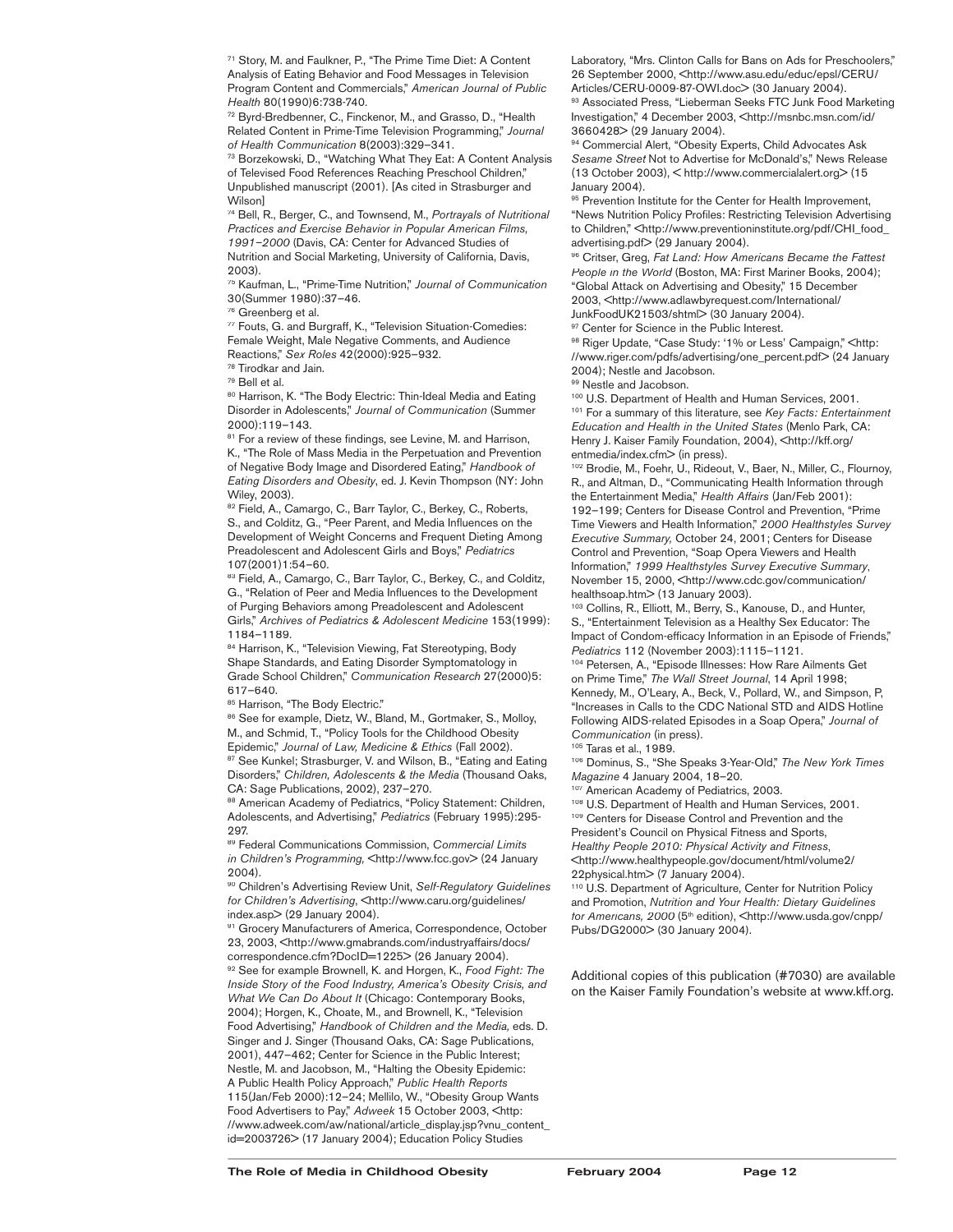[71] Story, M. and Faulkner, P., "The Prime Time Diet: A Content Analysis of Eating Behavior and Food Messages in Television Program Content and Commercials," *American Journal of Public Health* 80(1990)6:738-740.

[72] Byrd-Bredbenner, C., Finckenor, M., and Grasso, D., "Health Related Content in Prime-Time Television Programming," *Journal of Health Communication* 8(2003):329–341.

[73] Borzekowski, D., "Watching What They Eat: A Content Analysis of Televised Food References Reaching Preschool Children," Unpublished manuscript (2001). [As cited in Strasburger and Wilson]

[74] Bell, R., Berger, C., and Townsend, M., *Portrayals of Nutritional Practices and Exercise Behavior in Popular American Films, 1991–2000* (Davis, CA: Center for Advanced Studies of Nutrition and Social Marketing, University of California, Davis, 2003).

[75] Kaufman, L., "Prime-Time Nutrition," *Journal of Communication* 30(Summer 1980):37–46.

[76] Greenberg et al.

[77] Fouts, G. and Burgraff, K., "Television Situation-Comedies: Female Weight, Male Negative Comments, and Audience Reactions," *Sex Roles* 42(2000):925–932.

[78] Tirodkar and Jain.

[79] Bell et al.

[80] Harrison, K. "The Body Electric: Thin-Ideal Media and Eating Disorder in Adolescents," *Journal of Communication* (Summer 2000):119–143.

[81] For a review of these findings, see Levine, M. and Harrison, K., "The Role of Mass Media in the Perpetuation and Prevention of Negative Body Image and Disordered Eating," *Handbook of Eating Disorders and Obesity*, ed. J. Kevin Thompson (NY: John Wiley, 2003).

[82] Field, A., Camargo, C., Barr Taylor, C., Berkey, C., Roberts, S., and Colditz, G., "Peer Parent, and Media Influences on the Development of Weight Concerns and Frequent Dieting Among Preadolescent and Adolescent Girls and Boys," *Pediatrics* 107(2001)1:54–60.

[83] Field, A., Camargo, C., Barr Taylor, C., Berkey, C., and Colditz, G., "Relation of Peer and Media Influences to the Development of Purging Behaviors among Preadolescent and Adolescent Girls," *Archives of Pediatrics & Adolescent Medicine* 153(1999): 1184–1189.

[84] Harrison, K., "Television Viewing, Fat Stereotyping, Body Shape Standards, and Eating Disorder Symptomatology in Grade School Children," *Communication Research* 27(2000)5: 617–640.

[85] Harrison, "The Body Electric."

[86] See for example, Dietz, W., Bland, M., Gortmaker, S., Molloy, M., and Schmid, T., "Policy Tools for the Childhood Obesity Epidemic," *Journal of Law, Medicine & Ethics* (Fall 2002).

[87] See Kunkel; Strasburger, V. and Wilson, B., "Eating and Eating Disorders," *Children, Adolescents & the Media* (Thousand Oaks, CA: Sage Publications, 2002), 237–270.

[88] American Academy of Pediatrics, "Policy Statement: Children, Adolescents, and Advertising," *Pediatrics* (February 1995):295-297.

[89] Federal Communications Commission, *Commercial Limits in Children's Programming*, <http://www.fcc.gov> (24 January 2004).

[90] Children's Advertising Review Unit, *Self-Regulatory Guidelines for Children's Advertising*, <http://www.caru.org/guidelines/index.asp> (29 January 2004).

[91] Grocery Manufacturers of America, Correspondence, October 23, 2003, <http://www.gmabrands.com/industryaffairs/docs/correspondence.cfm?DocID=1225> (26 January 2004).

[92] See for example Brownell, K. and Horgen, K., *Food Fight: The Inside Story of the Food Industry, America's Obesity Crisis, and What We Can Do About It* (Chicago: Contemporary Books, 2004); Horgen, K., Choate, M., and Brownell, K., "Television Food Advertising," *Handbook of Children and the Media,* eds. D. Singer and J. Singer (Thousand Oaks, CA: Sage Publications, 2001), 447–462; Center for Science in the Public Interest; Nestle, M. and Jacobson, M., "Halting the Obesity Epidemic: A Public Health Policy Approach," *Public Health Reports* 115(Jan/Feb 2000):12–24; Mellilo, W., "Obesity Group Wants Food Advertisers to Pay," *Adweek* 15 October 2003, <http://www.adweek.com/aw/national/article_display.jsp?vnu_content_id=2003726> (17 January 2004); Education Policy Studies Laboratory, "Mrs. Clinton Calls for Bans on Ads for Preschoolers," 26 September 2000, <http://www.asu.edu/educ/epsl/CERU/Articles/CERU-0009-87-OWI.doc> (30 January 2004).

[93] Associated Press, "Lieberman Seeks FTC Junk Food Marketing Investigation," 4 December 2003, <http://msnbc.msn.com/id/3660428> (29 January 2004).

[94] Commercial Alert, "Obesity Experts, Child Advocates Ask *Sesame Street* Not to Advertise for McDonald's," News Release (13 October 2003), < http://www.commercialalert.org> (15 January 2004).

[95] Prevention Institute for the Center for Health Improvement, "News Nutrition Policy Profiles: Restricting Television Advertising to Children," <http://www.preventioninstitute.org/pdf/CHI_food_advertising.pdf> (29 January 2004).

[96] Critser, Greg, *Fat Land: How Americans Became the Fattest People in the World* (Boston, MA: First Mariner Books, 2004); "Global Attack on Advertising and Obesity," 15 December 2003, <http://www.adlawbyrequest.com/International/JunkFoodUK21503/shtml> (30 January 2004).

[97] Center for Science in the Public Interest.

[98] Riger Update, "Case Study: '1% or Less' Campaign," <http://www.riger.com/pdfs/advertising/one_percent.pdf> (24 January 2004); Nestle and Jacobson.

[99] Nestle and Jacobson.

[100] U.S. Department of Health and Human Services, 2001.

[101] For a summary of this literature, see *Key Facts: Entertainment Education and Health in the United States* (Menlo Park, CA: Henry J. Kaiser Family Foundation, 2004), <http://kff.org/entmedia/index.cfm> (in press).

[102] Brodie, M., Foehr, U., Rideout, V., Baer, N., Miller, C., Flournoy, R., and Altman, D., "Communicating Health Information through the Entertainment Media," *Health Affairs* (Jan/Feb 2001): 192–199; Centers for Disease Control and Prevention, "Prime Time Viewers and Health Information," *2000 Healthstyles Survey Executive Summary,* October 24, 2001; Centers for Disease Control and Prevention, "Soap Opera Viewers and Health Information," *1999 Healthstyles Survey Executive Summary*, November 15, 2000, <http://www.cdc.gov/communication/healthsoap.htm> (13 January 2003).

[103] Collins, R., Elliott, M., Berry, S., Kanouse, D., and Hunter, S., "Entertainment Television as a Healthy Sex Educator: The Impact of Condom-efficacy Information in an Episode of Friends," *Pediatrics* 112 (November 2003):1115–1121.

[104] Petersen, A., "Episode Illnesses: How Rare Ailments Get on Prime Time," *The Wall Street Journal*, 14 April 1998; Kennedy, M., O'Leary, A., Beck, V., Pollard, W., and Simpson, P, "Increases in Calls to the CDC National STD and AIDS Hotline Following AIDS-related Episodes in a Soap Opera," *Journal of Communication* (in press).

[105] Taras et al., 1989.

[106] Dominus, S., "She Speaks 3-Year-Old," *The New York Times Magazine* 4 January 2004, 18–20.

[107] American Academy of Pediatrics, 2003.

[108] U.S. Department of Health and Human Services, 2001.

[109] Centers for Disease Control and Prevention and the President's Council on Physical Fitness and Sports, *Healthy People 2010: Physical Activity and Fitness*, <http://www.healthypeople.gov/document/html/volume2/22physical.htm> (7 January 2004).

[110] U.S. Department of Agriculture, Center for Nutrition Policy and Promotion, *Nutrition and Your Health: Dietary Guidelines for Americans, 2000* (5th edition), <http://www.usda.gov/cnpp/Pubs/DG2000> (30 January 2004).

Additional copies of this publication (#7030) are available on the Kaiser Family Foundation's website at www.kff.org.